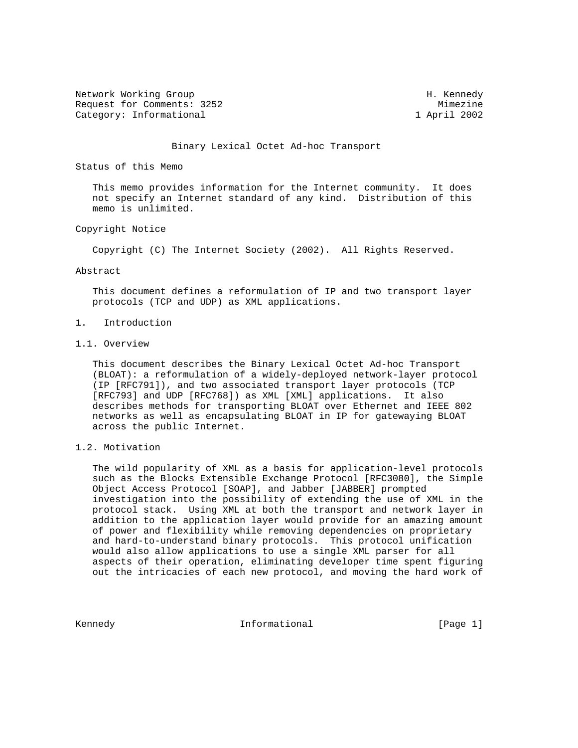Network Working Group H. Kennedy
Request for Comments: 3252 Mimezine
Category: Informational 1 April 2002

# Binary Lexical Octet Ad-hoc Transport

## Status of this Memo

This memo provides information for the Internet community. It does not specify an Internet standard of any kind. Distribution of this memo is unlimited.

## Copyright Notice

Copyright (C) The Internet Society (2002). All Rights Reserved.

## Abstract

This document defines a reformulation of IP and two transport layer protocols (TCP and UDP) as XML applications.

## 1. Introduction

### 1.1. Overview

This document describes the Binary Lexical Octet Ad-hoc Transport (BLOAT): a reformulation of a widely-deployed network-layer protocol (IP [RFC791]), and two associated transport layer protocols (TCP [RFC793] and UDP [RFC768]) as XML [XML] applications. It also describes methods for transporting BLOAT over Ethernet and IEEE 802 networks as well as encapsulating BLOAT in IP for gatewaying BLOAT across the public Internet.

### 1.2. Motivation

The wild popularity of XML as a basis for application-level protocols such as the Blocks Extensible Exchange Protocol [RFC3080], the Simple Object Access Protocol [SOAP], and Jabber [JABBER] prompted investigation into the possibility of extending the use of XML in the protocol stack. Using XML at both the transport and network layer in addition to the application layer would provide for an amazing amount of power and flexibility while removing dependencies on proprietary and hard-to-understand binary protocols. This protocol unification would also allow applications to use a single XML parser for all aspects of their operation, eliminating developer time spent figuring out the intricacies of each new protocol, and moving the hard work of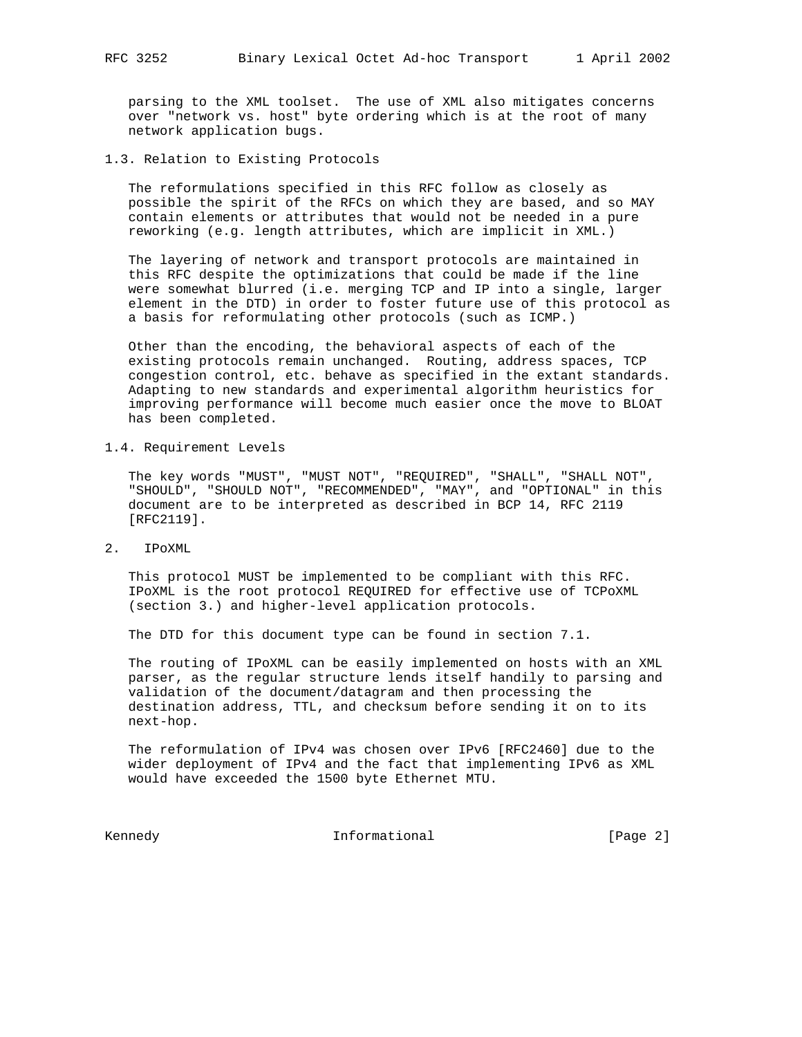parsing to the XML toolset. The use of XML also mitigates concerns over "network vs. host" byte ordering which is at the root of many network application bugs.

### 1.3. Relation to Existing Protocols

The reformulations specified in this RFC follow as closely as possible the spirit of the RFCs on which they are based, and so MAY contain elements or attributes that would not be needed in a pure reworking (e.g. length attributes, which are implicit in XML.)

The layering of network and transport protocols are maintained in this RFC despite the optimizations that could be made if the line were somewhat blurred (i.e. merging TCP and IP into a single, larger element in the DTD) in order to foster future use of this protocol as a basis for reformulating other protocols (such as ICMP.)

Other than the encoding, the behavioral aspects of each of the existing protocols remain unchanged. Routing, address spaces, TCP congestion control, etc. behave as specified in the extant standards. Adapting to new standards and experimental algorithm heuristics for improving performance will become much easier once the move to BLOAT has been completed.

### 1.4. Requirement Levels

The key words "MUST", "MUST NOT", "REQUIRED", "SHALL", "SHALL NOT", "SHOULD", "SHOULD NOT", "RECOMMENDED", "MAY", and "OPTIONAL" in this document are to be interpreted as described in BCP 14, RFC 2119 [RFC2119].

## 2. IPoXML

This protocol MUST be implemented to be compliant with this RFC. IPoXML is the root protocol REQUIRED for effective use of TCPoXML (section 3.) and higher-level application protocols.

The DTD for this document type can be found in section 7.1.

The routing of IPoXML can be easily implemented on hosts with an XML parser, as the regular structure lends itself handily to parsing and validation of the document/datagram and then processing the destination address, TTL, and checksum before sending it on to its next-hop.

The reformulation of IPv4 was chosen over IPv6 [RFC2460] due to the wider deployment of IPv4 and the fact that implementing IPv6 as XML would have exceeded the 1500 byte Ethernet MTU.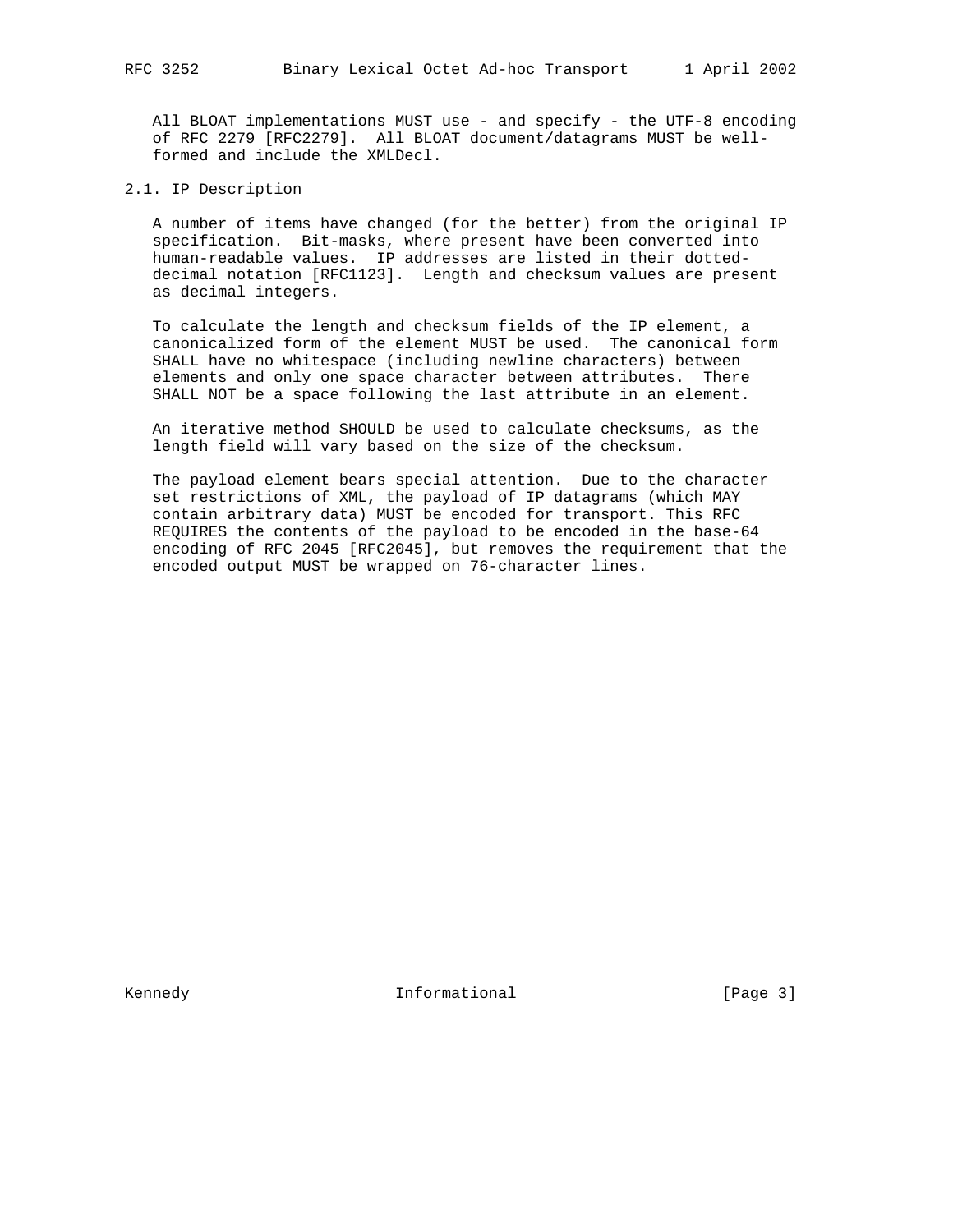All BLOAT implementations MUST use - and specify - the UTF-8 encoding of RFC 2279 [RFC2279]. All BLOAT document/datagrams MUST be well-formed and include the XMLDecl.

## 2.1. IP Description

A number of items have changed (for the better) from the original IP specification. Bit-masks, where present have been converted into human-readable values. IP addresses are listed in their dotted-decimal notation [RFC1123]. Length and checksum values are present as decimal integers.

To calculate the length and checksum fields of the IP element, a canonicalized form of the element MUST be used. The canonical form SHALL have no whitespace (including newline characters) between elements and only one space character between attributes. There SHALL NOT be a space following the last attribute in an element.

An iterative method SHOULD be used to calculate checksums, as the length field will vary based on the size of the checksum.

The payload element bears special attention. Due to the character set restrictions of XML, the payload of IP datagrams (which MAY contain arbitrary data) MUST be encoded for transport. This RFC REQUIRES the contents of the payload to be encoded in the base-64 encoding of RFC 2045 [RFC2045], but removes the requirement that the encoded output MUST be wrapped on 76-character lines.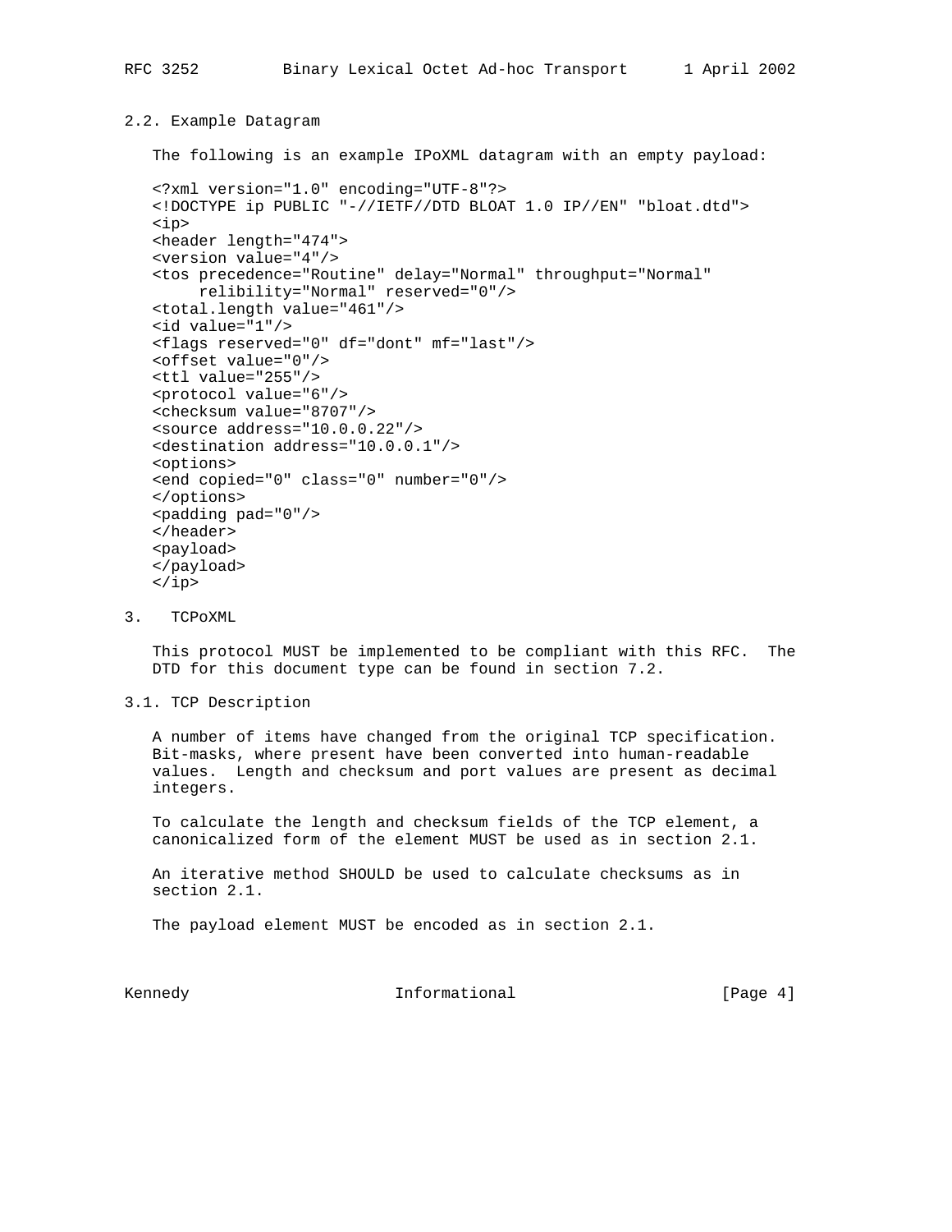### 2.2. Example Datagram

The following is an example IPoXML datagram with an empty payload:

```
<?xml version="1.0" encoding="UTF-8"?>
<!DOCTYPE ip PUBLIC "-//IETF//DTD BLOAT 1.0 IP//EN" "bloat.dtd">
<ip>
<header length="474">
<version value="4"/>
<tos precedence="Routine" delay="Normal" throughput="Normal"
     relibility="Normal" reserved="0"/>
<total.length value="461"/>
<id value="1"/>
<flags reserved="0" df="dont" mf="last"/>
<offset value="0"/>
<ttl value="255"/>
<protocol value="6"/>
<checksum value="8707"/>
<source address="10.0.0.22"/>
<destination address="10.0.0.1"/>
<options>
<end copied="0" class="0" number="0"/>
</options>
<padding pad="0"/>
</header>
<payload>
</payload>
</ip>
```

## 3. TCPoXML

This protocol MUST be implemented to be compliant with this RFC. The DTD for this document type can be found in section 7.2.

### 3.1. TCP Description

A number of items have changed from the original TCP specification. Bit-masks, where present have been converted into human-readable values. Length and checksum and port values are present as decimal integers.

To calculate the length and checksum fields of the TCP element, a canonicalized form of the element MUST be used as in section 2.1.

An iterative method SHOULD be used to calculate checksums as in section 2.1.

The payload element MUST be encoded as in section 2.1.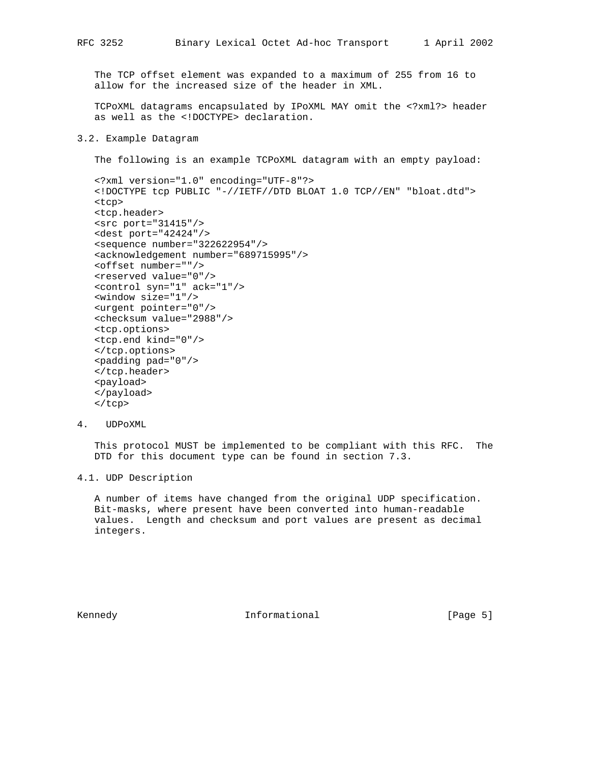The TCP offset element was expanded to a maximum of 255 from 16 to allow for the increased size of the header in XML.

TCPoXML datagrams encapsulated by IPoXML MAY omit the <?xml?> header as well as the <!DOCTYPE> declaration.

## 3.2. Example Datagram

The following is an example TCPoXML datagram with an empty payload:

```
<?xml version="1.0" encoding="UTF-8"?>
<!DOCTYPE tcp PUBLIC "-//IETF//DTD BLOAT 1.0 TCP//EN" "bloat.dtd">
<tcp>
<tcp.header>
<src port="31415"/>
<dest port="42424"/>
<sequence number="322622954"/>
<acknowledgement number="689715995"/>
<offset number=""/>
<reserved value="0"/>
<control syn="1" ack="1"/>
<window size="1"/>
<urgent pointer="0"/>
<checksum value="2988"/>
<tcp.options>
<tcp.end kind="0"/>
</tcp.options>
<padding pad="0"/>
</tcp.header>
<payload>
</payload>
</tcp>
```

# 4. UDPoXML

This protocol MUST be implemented to be compliant with this RFC. The DTD for this document type can be found in section 7.3.

## 4.1. UDP Description

A number of items have changed from the original UDP specification. Bit-masks, where present have been converted into human-readable values. Length and checksum and port values are present as decimal integers.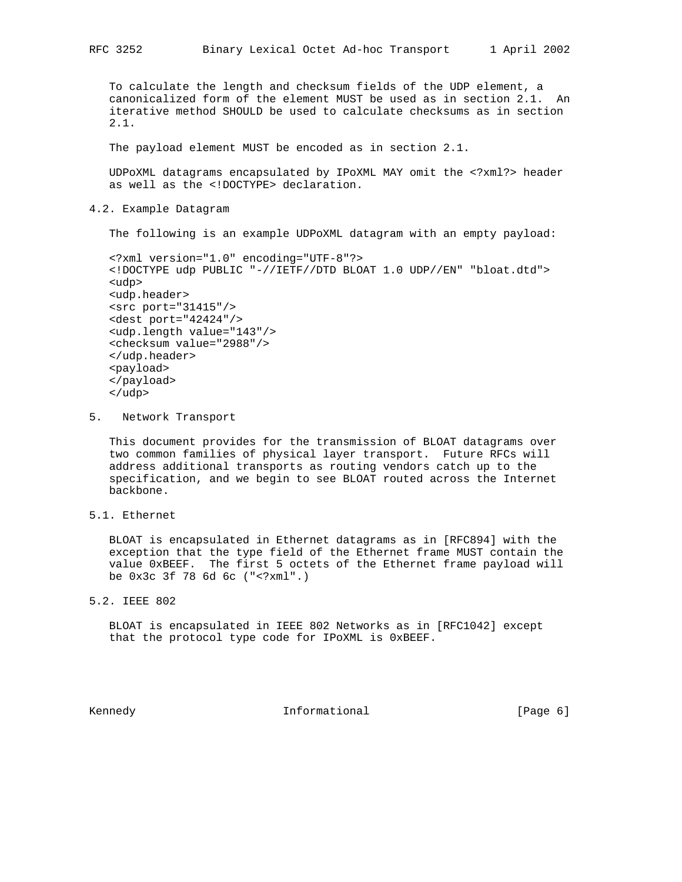To calculate the length and checksum fields of the UDP element, a canonicalized form of the element MUST be used as in section 2.1. An iterative method SHOULD be used to calculate checksums as in section 2.1.

The payload element MUST be encoded as in section 2.1.

UDPoXML datagrams encapsulated by IPoXML MAY omit the <?xml?> header as well as the <!DOCTYPE> declaration.

## 4.2. Example Datagram

The following is an example UDPoXML datagram with an empty payload:

```
<?xml version="1.0" encoding="UTF-8"?>
<!DOCTYPE udp PUBLIC "-//IETF//DTD BLOAT 1.0 UDP//EN" "bloat.dtd">
<udp>
<udp.header>
<src port="31415"/>
<dest port="42424"/>
<udp.length value="143"/>
<checksum value="2988"/>
</udp.header>
<payload>
</payload>
</udp>
```

# 5. Network Transport

This document provides for the transmission of BLOAT datagrams over two common families of physical layer transport. Future RFCs will address additional transports as routing vendors catch up to the specification, and we begin to see BLOAT routed across the Internet backbone.

## 5.1. Ethernet

BLOAT is encapsulated in Ethernet datagrams as in [RFC894] with the exception that the type field of the Ethernet frame MUST contain the value 0xBEEF. The first 5 octets of the Ethernet frame payload will be 0x3c 3f 78 6d 6c ("<?xml".)

## 5.2. IEEE 802

BLOAT is encapsulated in IEEE 802 Networks as in [RFC1042] except that the protocol type code for IPoXML is 0xBEEF.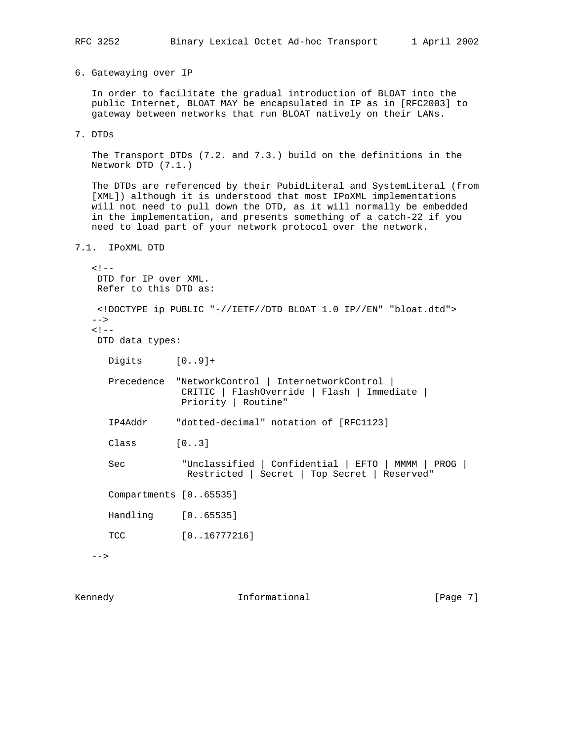## 6. Gatewaying over IP

In order to facilitate the gradual introduction of BLOAT into the public Internet, BLOAT MAY be encapsulated in IP as in [RFC2003] to gateway between networks that run BLOAT natively on their LANs.

## 7. DTDs

The Transport DTDs (7.2. and 7.3.) build on the definitions in the Network DTD (7.1.)

The DTDs are referenced by their PubidLiteral and SystemLiteral (from [XML]) although it is understood that most IPoXML implementations will not need to pull down the DTD, as it will normally be embedded in the implementation, and presents something of a catch-22 if you need to load part of your network protocol over the network.

### 7.1. IPoXML DTD

```
<!--
 DTD for IP over XML.
 Refer to this DTD as:

 <!DOCTYPE ip PUBLIC "-//IETF//DTD BLOAT 1.0 IP//EN" "bloat.dtd">
-->
<!--
 DTD data types:

    Digits      [0..9]+

    Precedence  "NetworkControl | InternetworkControl |
                 CRITIC | FlashOverride | Flash | Immediate |
                 Priority | Routine"

    IP4Addr     "dotted-decimal" notation of [RFC1123]

    Class       [0..3]

    Sec          "Unclassified | Confidential | EFTO | MMMM | PROG |
                  Restricted | Secret | Top Secret | Reserved"

    Compartments [0..65535]

    Handling     [0..65535]

    TCC          [0..16777216]

-->
```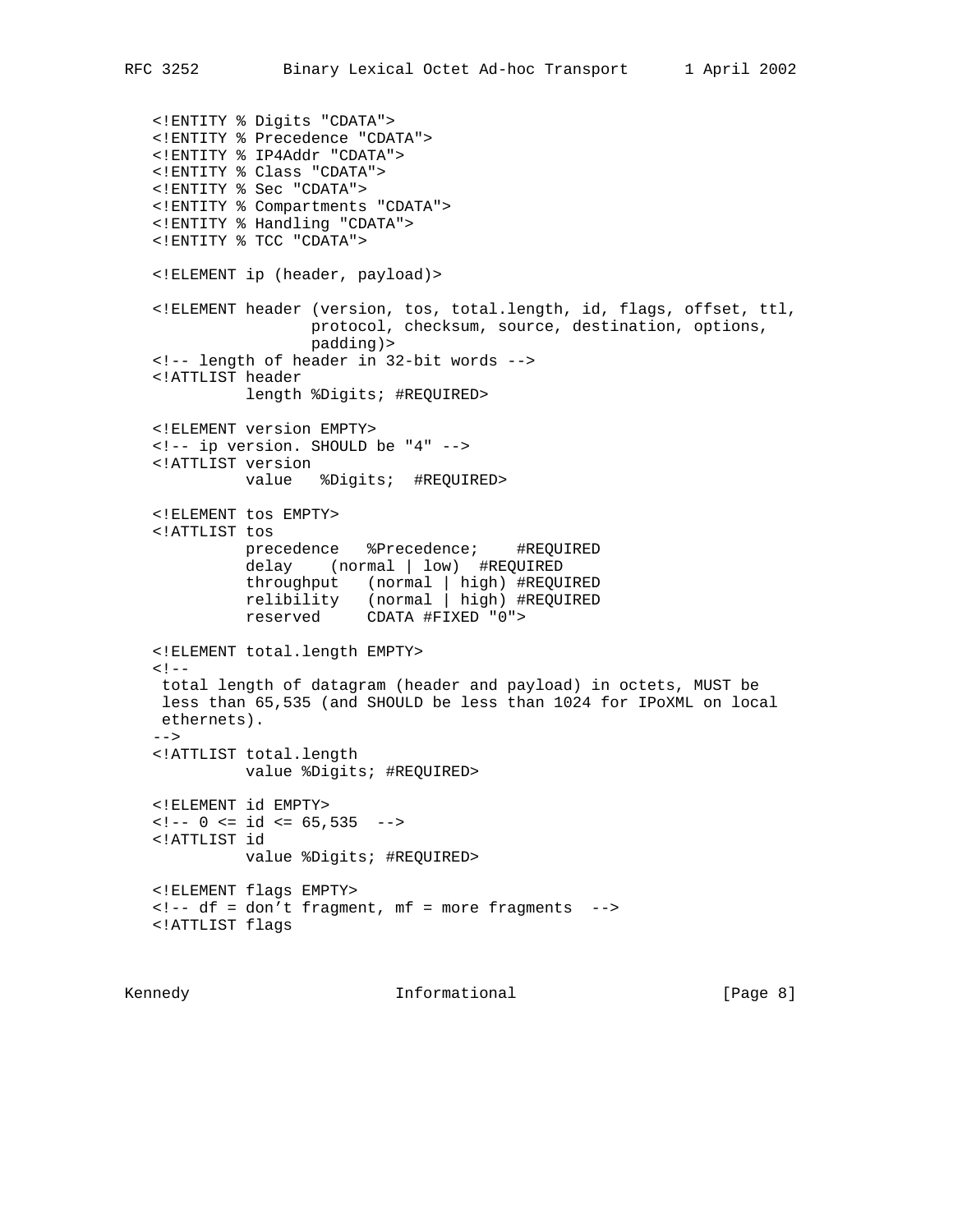```
<!ENTITY % Digits "CDATA">
<!ENTITY % Precedence "CDATA">
<!ENTITY % IP4Addr "CDATA">
<!ENTITY % Class "CDATA">
<!ENTITY % Sec "CDATA">
<!ENTITY % Compartments "CDATA">
<!ENTITY % Handling "CDATA">
<!ENTITY % TCC "CDATA">

<!ELEMENT ip (header, payload)>

<!ELEMENT header (version, tos, total.length, id, flags, offset, ttl,
                 protocol, checksum, source, destination, options,
                 padding)>
<!-- length of header in 32-bit words -->
<!ATTLIST header
          length %Digits; #REQUIRED>

<!ELEMENT version EMPTY>
<!-- ip version. SHOULD be "4" -->
<!ATTLIST version
          value   %Digits;  #REQUIRED>

<!ELEMENT tos EMPTY>
<!ATTLIST tos
          precedence   %Precedence;    #REQUIRED
          delay    (normal | low)  #REQUIRED
          throughput   (normal | high) #REQUIRED
          relibility   (normal | high) #REQUIRED
          reserved     CDATA #FIXED "0">

<!ELEMENT total.length EMPTY>
<!--
 total length of datagram (header and payload) in octets, MUST be
 less than 65,535 (and SHOULD be less than 1024 for IPoXML on local
 ethernets).
-->
<!ATTLIST total.length
          value %Digits; #REQUIRED>

<!ELEMENT id EMPTY>
<!-- 0 <= id <= 65,535  -->
<!ATTLIST id
          value %Digits; #REQUIRED>

<!ELEMENT flags EMPTY>
<!-- df = don't fragment, mf = more fragments  -->
<!ATTLIST flags
```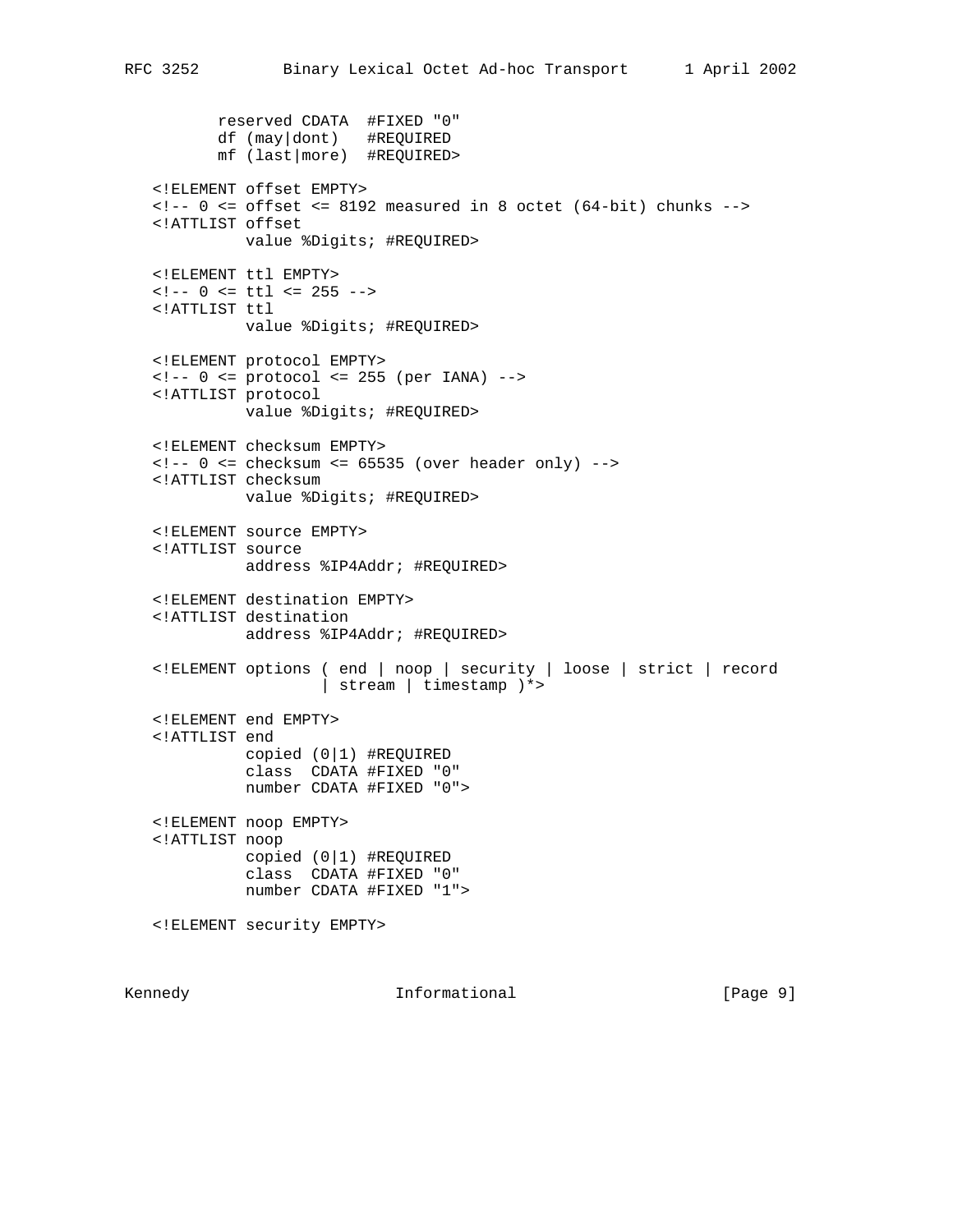```
          reserved CDATA  #FIXED "0"
          df (may|dont)   #REQUIRED
          mf (last|more)  #REQUIRED>

   <!ELEMENT offset EMPTY>
   <!-- 0 <= offset <= 8192 measured in 8 octet (64-bit) chunks -->
   <!ATTLIST offset
            value %Digits; #REQUIRED>

   <!ELEMENT ttl EMPTY>
   <!-- 0 <= ttl <= 255 -->
   <!ATTLIST ttl
            value %Digits; #REQUIRED>

   <!ELEMENT protocol EMPTY>
   <!-- 0 <= protocol <= 255 (per IANA) -->
   <!ATTLIST protocol
            value %Digits; #REQUIRED>

   <!ELEMENT checksum EMPTY>
   <!-- 0 <= checksum <= 65535 (over header only) -->
   <!ATTLIST checksum
            value %Digits; #REQUIRED>

   <!ELEMENT source EMPTY>
   <!ATTLIST source
            address %IP4Addr; #REQUIRED>

   <!ELEMENT destination EMPTY>
   <!ATTLIST destination
            address %IP4Addr; #REQUIRED>

   <!ELEMENT options ( end | noop | security | loose | strict | record
                     | stream | timestamp )*>

   <!ELEMENT end EMPTY>
   <!ATTLIST end
            copied (0|1) #REQUIRED
            class  CDATA #FIXED "0"
            number CDATA #FIXED "0">

   <!ELEMENT noop EMPTY>
   <!ATTLIST noop
            copied (0|1) #REQUIRED
            class  CDATA #FIXED "0"
            number CDATA #FIXED "1">

   <!ELEMENT security EMPTY>
```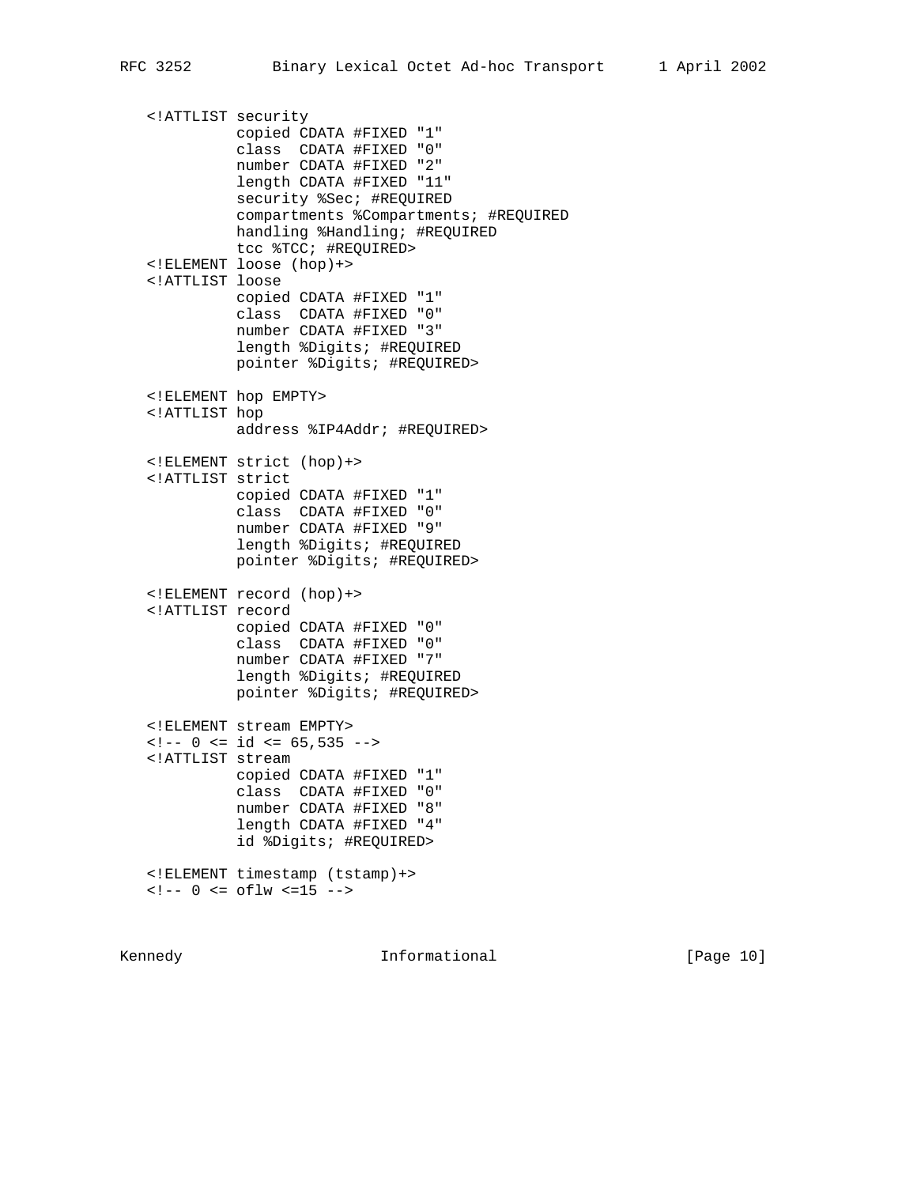```
   <!ATTLIST security
             copied CDATA #FIXED "1"
             class  CDATA #FIXED "0"
             number CDATA #FIXED "2"
             length CDATA #FIXED "11"
             security %Sec; #REQUIRED
             compartments %Compartments; #REQUIRED
             handling %Handling; #REQUIRED
             tcc %TCC; #REQUIRED>
   <!ELEMENT loose (hop)+>
   <!ATTLIST loose
             copied CDATA #FIXED "1"
             class  CDATA #FIXED "0"
             number CDATA #FIXED "3"
             length %Digits; #REQUIRED
             pointer %Digits; #REQUIRED>

   <!ELEMENT hop EMPTY>
   <!ATTLIST hop
             address %IP4Addr; #REQUIRED>

   <!ELEMENT strict (hop)+>
   <!ATTLIST strict
             copied CDATA #FIXED "1"
             class  CDATA #FIXED "0"
             number CDATA #FIXED "9"
             length %Digits; #REQUIRED
             pointer %Digits; #REQUIRED>

   <!ELEMENT record (hop)+>
   <!ATTLIST record
             copied CDATA #FIXED "0"
             class  CDATA #FIXED "0"
             number CDATA #FIXED "7"
             length %Digits; #REQUIRED
             pointer %Digits; #REQUIRED>

   <!ELEMENT stream EMPTY>
   <!-- 0 <= id <= 65,535 -->
   <!ATTLIST stream
             copied CDATA #FIXED "1"
             class  CDATA #FIXED "0"
             number CDATA #FIXED "8"
             length CDATA #FIXED "4"
             id %Digits; #REQUIRED>

   <!ELEMENT timestamp (tstamp)+>
   <!-- 0 <= oflw <=15 -->
```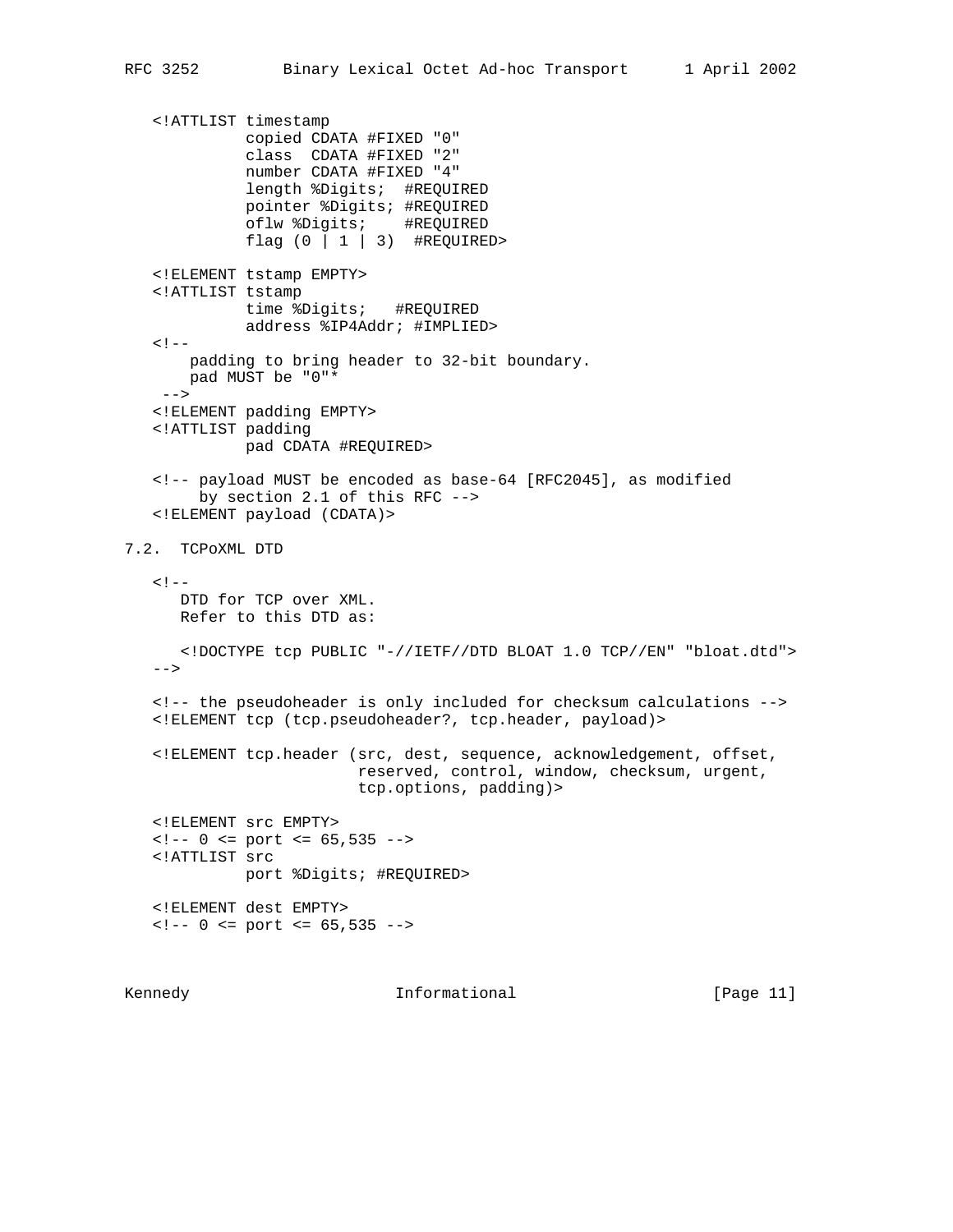```
   <!ATTLIST timestamp
             copied CDATA #FIXED "0"
             class  CDATA #FIXED "2"
             number CDATA #FIXED "4"
             length %Digits;  #REQUIRED
             pointer %Digits; #REQUIRED
             oflw %Digits;    #REQUIRED
             flag (0 | 1 | 3)  #REQUIRED>

   <!ELEMENT tstamp EMPTY>
   <!ATTLIST tstamp
             time %Digits;   #REQUIRED
             address %IP4Addr; #IMPLIED>
   <!--
       padding to bring header to 32-bit boundary.
       pad MUST be "0"*
    -->
   <!ELEMENT padding EMPTY>
   <!ATTLIST padding
             pad CDATA #REQUIRED>

   <!-- payload MUST be encoded as base-64 [RFC2045], as modified
        by section 2.1 of this RFC -->
   <!ELEMENT payload (CDATA)>
```

## 7.2. TCPoXML DTD

```
   <!--
      DTD for TCP over XML.
      Refer to this DTD as:

      <!DOCTYPE tcp PUBLIC "-//IETF//DTD BLOAT 1.0 TCP//EN" "bloat.dtd">
   -->

   <!-- the pseudoheader is only included for checksum calculations -->
   <!ELEMENT tcp (tcp.pseudoheader?, tcp.header, payload)>

   <!ELEMENT tcp.header (src, dest, sequence, acknowledgement, offset,
                         reserved, control, window, checksum, urgent,
                         tcp.options, padding)>

   <!ELEMENT src EMPTY>
   <!-- 0 <= port <= 65,535 -->
   <!ATTLIST src
             port %Digits; #REQUIRED>

   <!ELEMENT dest EMPTY>
   <!-- 0 <= port <= 65,535 -->
```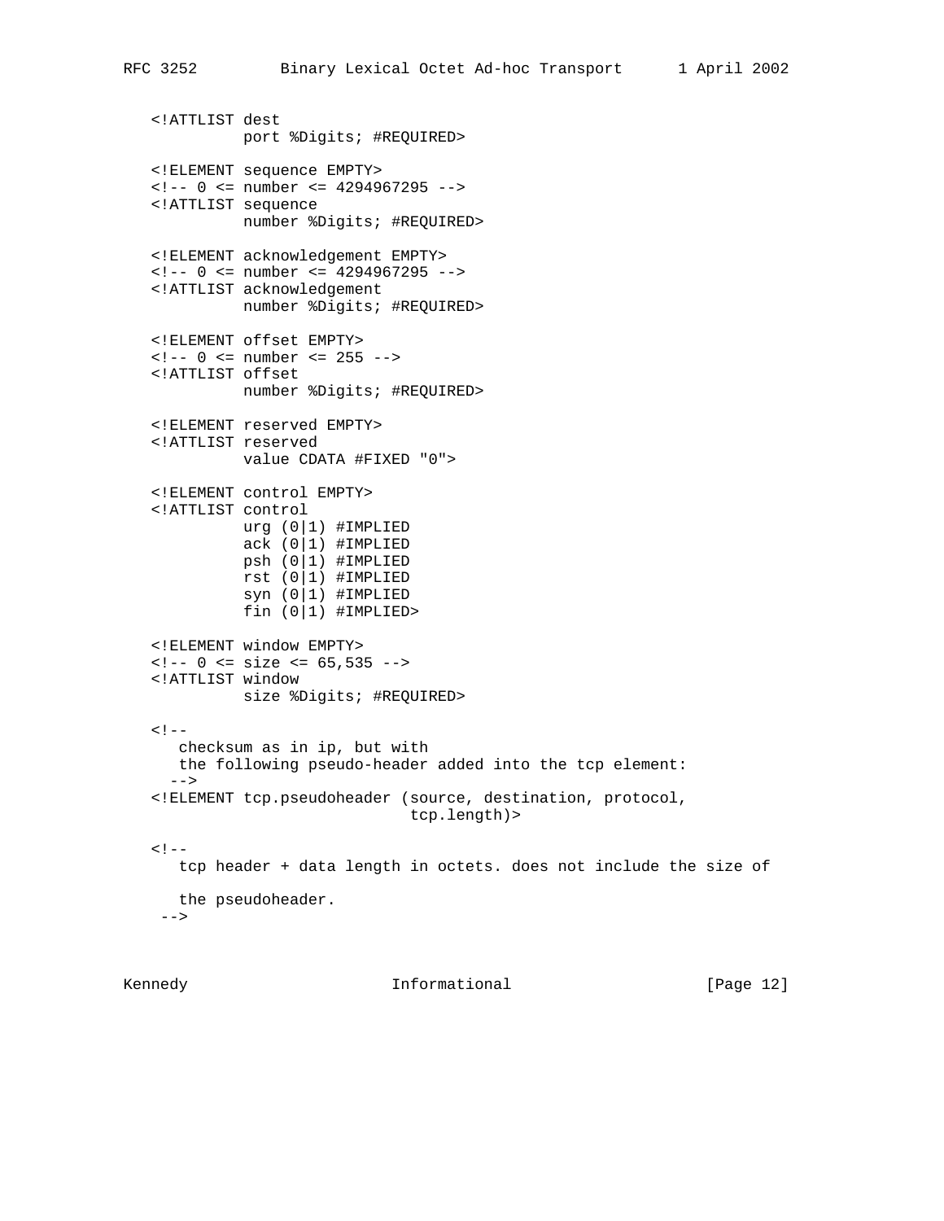```
   <!ATTLIST dest
             port %Digits; #REQUIRED>

   <!ELEMENT sequence EMPTY>
   <!-- 0 <= number <= 4294967295 -->
   <!ATTLIST sequence
             number %Digits; #REQUIRED>

   <!ELEMENT acknowledgement EMPTY>
   <!-- 0 <= number <= 4294967295 -->
   <!ATTLIST acknowledgement
             number %Digits; #REQUIRED>

   <!ELEMENT offset EMPTY>
   <!-- 0 <= number <= 255 -->
   <!ATTLIST offset
             number %Digits; #REQUIRED>

   <!ELEMENT reserved EMPTY>
   <!ATTLIST reserved
             value CDATA #FIXED "0">

   <!ELEMENT control EMPTY>
   <!ATTLIST control
             urg (0|1) #IMPLIED
             ack (0|1) #IMPLIED
             psh (0|1) #IMPLIED
             rst (0|1) #IMPLIED
             syn (0|1) #IMPLIED
             fin (0|1) #IMPLIED>

   <!ELEMENT window EMPTY>
   <!-- 0 <= size <= 65,535 -->
   <!ATTLIST window
             size %Digits; #REQUIRED>

   <!--
      checksum as in ip, but with
      the following pseudo-header added into the tcp element:
     -->
   <!ELEMENT tcp.pseudoheader (source, destination, protocol,
                               tcp.length)>

   <!--
      tcp header + data length in octets. does not include the size of

      the pseudoheader.
    -->
```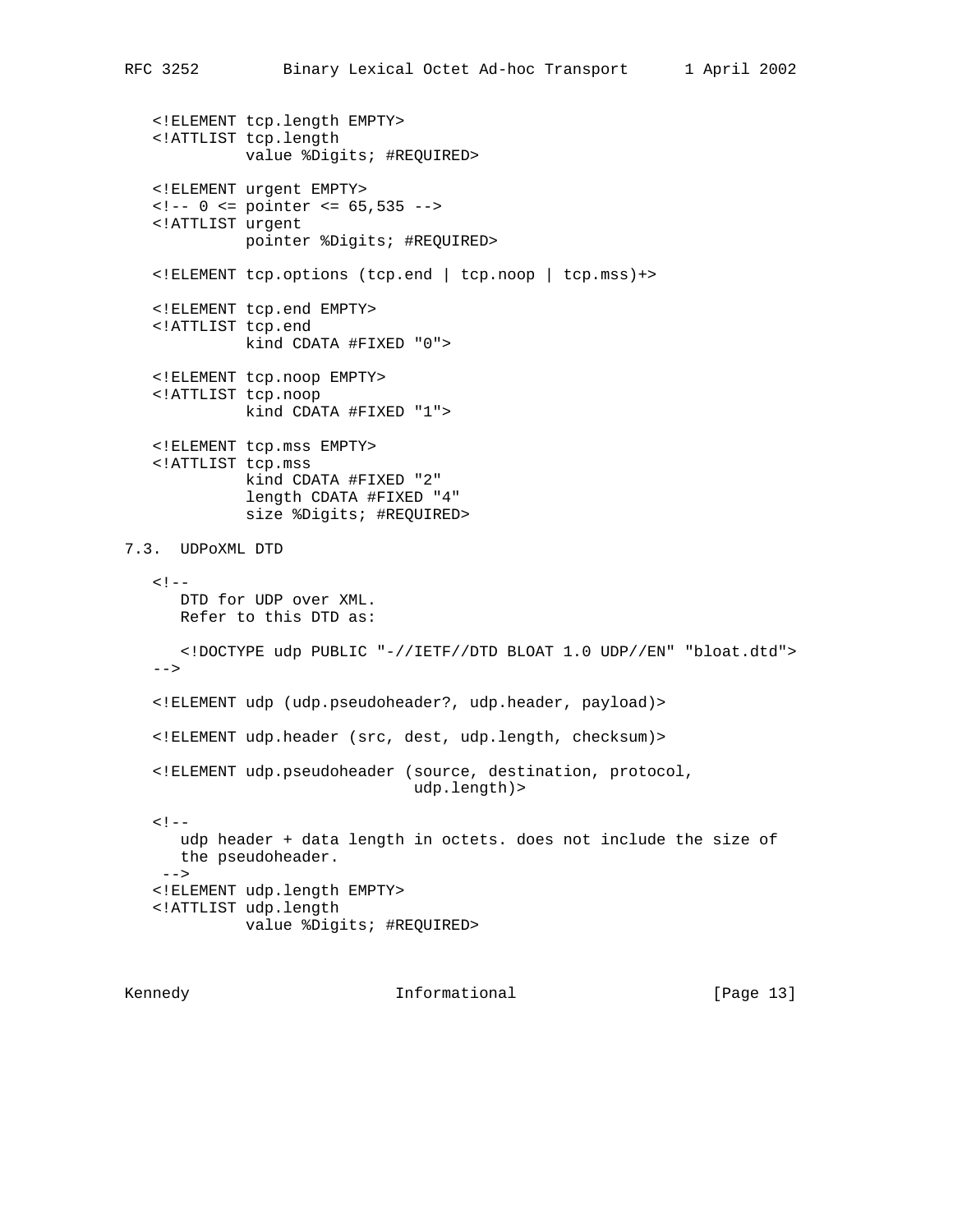```
<!ELEMENT tcp.length EMPTY>
<!ATTLIST tcp.length
          value %Digits; #REQUIRED>

<!ELEMENT urgent EMPTY>
<!-- 0 <= pointer <= 65,535 -->
<!ATTLIST urgent
          pointer %Digits; #REQUIRED>

<!ELEMENT tcp.options (tcp.end | tcp.noop | tcp.mss)+>

<!ELEMENT tcp.end EMPTY>
<!ATTLIST tcp.end
          kind CDATA #FIXED "0">

<!ELEMENT tcp.noop EMPTY>
<!ATTLIST tcp.noop
          kind CDATA #FIXED "1">

<!ELEMENT tcp.mss EMPTY>
<!ATTLIST tcp.mss
          kind CDATA #FIXED "2"
          length CDATA #FIXED "4"
          size %Digits; #REQUIRED>
```

### 7.3. UDPoXML DTD

```
<!--
   DTD for UDP over XML.
   Refer to this DTD as:

   <!DOCTYPE udp PUBLIC "-//IETF//DTD BLOAT 1.0 UDP//EN" "bloat.dtd">
-->

<!ELEMENT udp (udp.pseudoheader?, udp.header, payload)>

<!ELEMENT udp.header (src, dest, udp.length, checksum)>

<!ELEMENT udp.pseudoheader (source, destination, protocol,
                            udp.length)>

<!--
   udp header + data length in octets. does not include the size of
   the pseudoheader.
 -->
<!ELEMENT udp.length EMPTY>
<!ATTLIST udp.length
          value %Digits; #REQUIRED>
```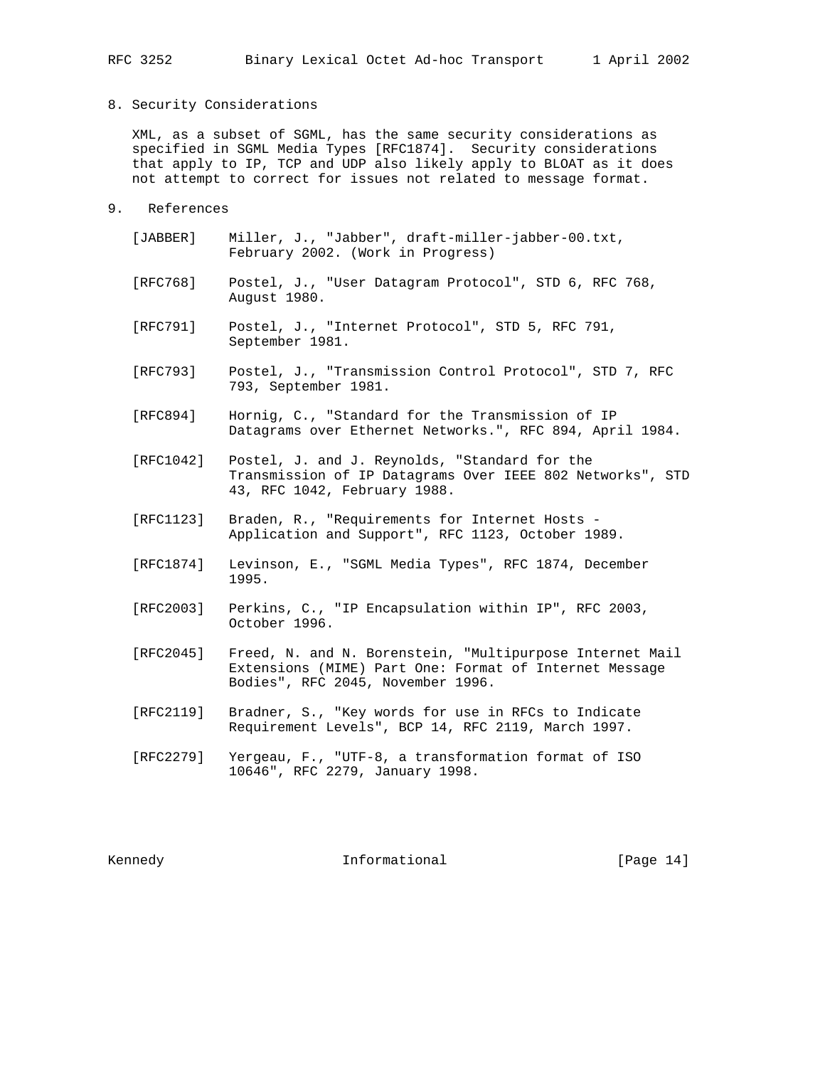## 8. Security Considerations

XML, as a subset of SGML, has the same security considerations as specified in SGML Media Types [RFC1874]. Security considerations that apply to IP, TCP and UDP also likely apply to BLOAT as it does not attempt to correct for issues not related to message format.

## 9. References

[JABBER] Miller, J., "Jabber", draft-miller-jabber-00.txt, February 2002. (Work in Progress)

[RFC768] Postel, J., "User Datagram Protocol", STD 6, RFC 768, August 1980.

[RFC791] Postel, J., "Internet Protocol", STD 5, RFC 791, September 1981.

[RFC793] Postel, J., "Transmission Control Protocol", STD 7, RFC 793, September 1981.

[RFC894] Hornig, C., "Standard for the Transmission of IP Datagrams over Ethernet Networks.", RFC 894, April 1984.

[RFC1042] Postel, J. and J. Reynolds, "Standard for the Transmission of IP Datagrams Over IEEE 802 Networks", STD 43, RFC 1042, February 1988.

[RFC1123] Braden, R., "Requirements for Internet Hosts - Application and Support", RFC 1123, October 1989.

[RFC1874] Levinson, E., "SGML Media Types", RFC 1874, December 1995.

[RFC2003] Perkins, C., "IP Encapsulation within IP", RFC 2003, October 1996.

[RFC2045] Freed, N. and N. Borenstein, "Multipurpose Internet Mail Extensions (MIME) Part One: Format of Internet Message Bodies", RFC 2045, November 1996.

[RFC2119] Bradner, S., "Key words for use in RFCs to Indicate Requirement Levels", BCP 14, RFC 2119, March 1997.

[RFC2279] Yergeau, F., "UTF-8, a transformation format of ISO 10646", RFC 2279, January 1998.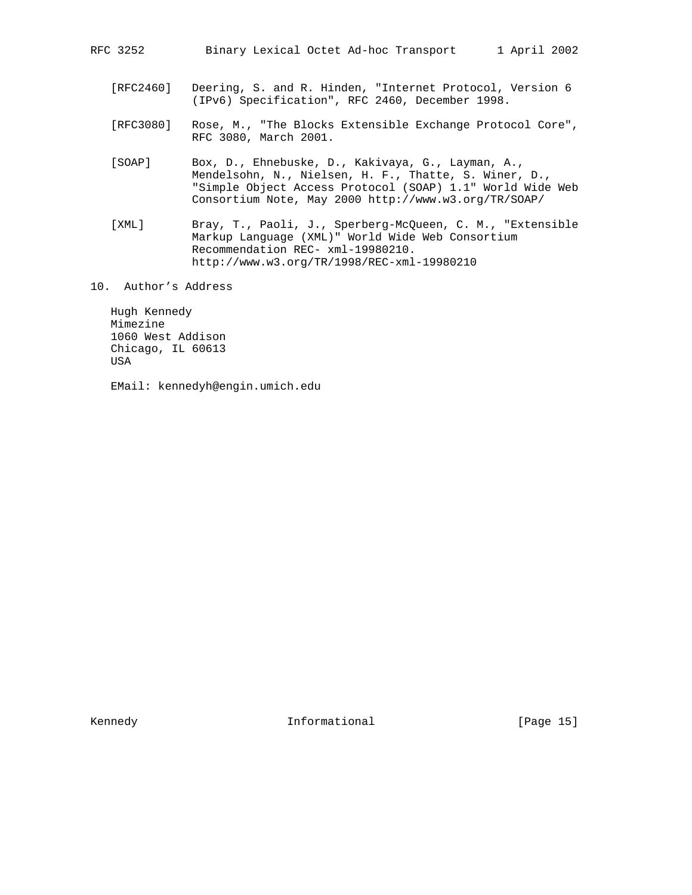[RFC2460] Deering, S. and R. Hinden, "Internet Protocol, Version 6 (IPv6) Specification", RFC 2460, December 1998.

[RFC3080] Rose, M., "The Blocks Extensible Exchange Protocol Core", RFC 3080, March 2001.

[SOAP] Box, D., Ehnebuske, D., Kakivaya, G., Layman, A., Mendelsohn, N., Nielsen, H. F., Thatte, S. Winer, D., "Simple Object Access Protocol (SOAP) 1.1" World Wide Web Consortium Note, May 2000 http://www.w3.org/TR/SOAP/

[XML] Bray, T., Paoli, J., Sperberg-McQueen, C. M., "Extensible Markup Language (XML)" World Wide Web Consortium Recommendation REC- xml-19980210. http://www.w3.org/TR/1998/REC-xml-19980210

## 10. Author's Address

Hugh Kennedy
Mimezine
1060 West Addison
Chicago, IL 60613
USA

EMail: kennedyh@engin.umich.edu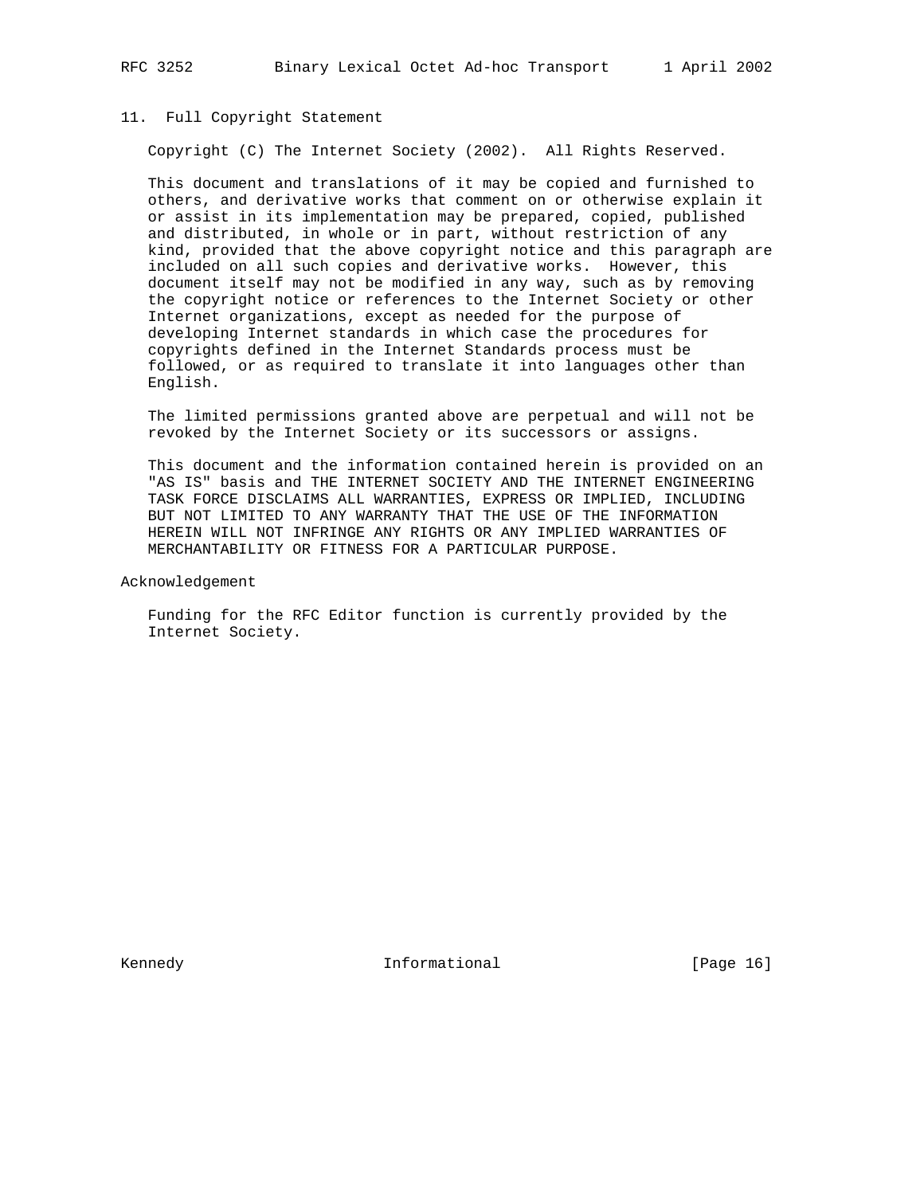## 11. Full Copyright Statement

Copyright (C) The Internet Society (2002). All Rights Reserved.

This document and translations of it may be copied and furnished to others, and derivative works that comment on or otherwise explain it or assist in its implementation may be prepared, copied, published and distributed, in whole or in part, without restriction of any kind, provided that the above copyright notice and this paragraph are included on all such copies and derivative works. However, this document itself may not be modified in any way, such as by removing the copyright notice or references to the Internet Society or other Internet organizations, except as needed for the purpose of developing Internet standards in which case the procedures for copyrights defined in the Internet Standards process must be followed, or as required to translate it into languages other than English.

The limited permissions granted above are perpetual and will not be revoked by the Internet Society or its successors or assigns.

This document and the information contained herein is provided on an "AS IS" basis and THE INTERNET SOCIETY AND THE INTERNET ENGINEERING TASK FORCE DISCLAIMS ALL WARRANTIES, EXPRESS OR IMPLIED, INCLUDING BUT NOT LIMITED TO ANY WARRANTY THAT THE USE OF THE INFORMATION HEREIN WILL NOT INFRINGE ANY RIGHTS OR ANY IMPLIED WARRANTIES OF MERCHANTABILITY OR FITNESS FOR A PARTICULAR PURPOSE.

## Acknowledgement

Funding for the RFC Editor function is currently provided by the Internet Society.